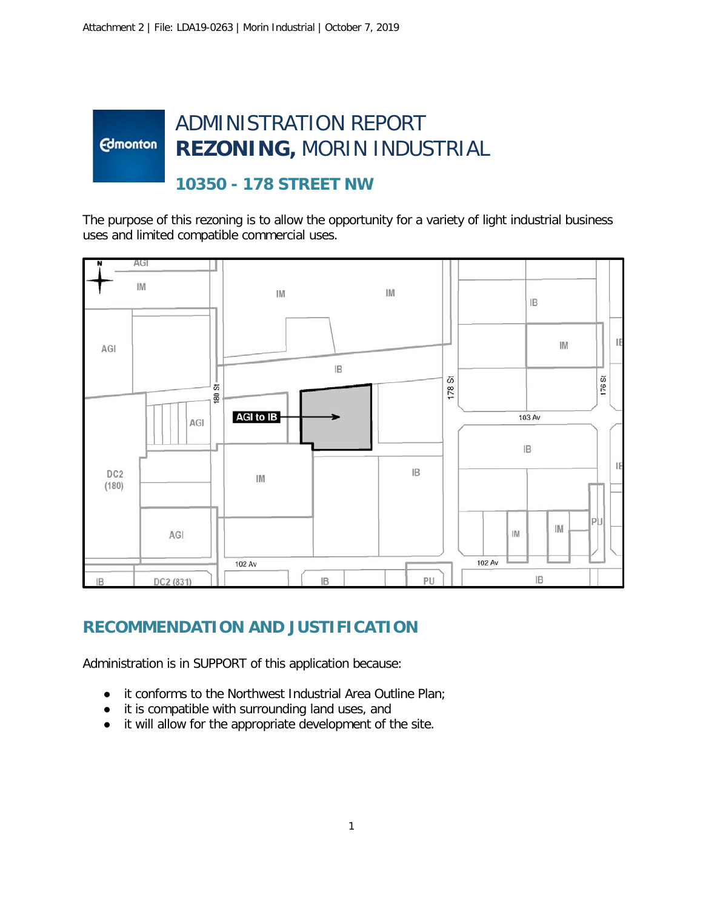# ADMINISTRATION REPORT
# **REZONING,** MORIN INDUSTRIAL

## 10350 - 178 STREET NW

The purpose of this rezoning is to allow the opportunity for a variety of light industrial business uses and limited compatible commercial uses.

## RECOMMENDATION AND JUSTIFICATION

Administration is in SUPPORT of this application because:

- it conforms to the Northwest Industrial Area Outline Plan;
- it is compatible with surrounding land uses, and
- it will allow for the appropriate development of the site.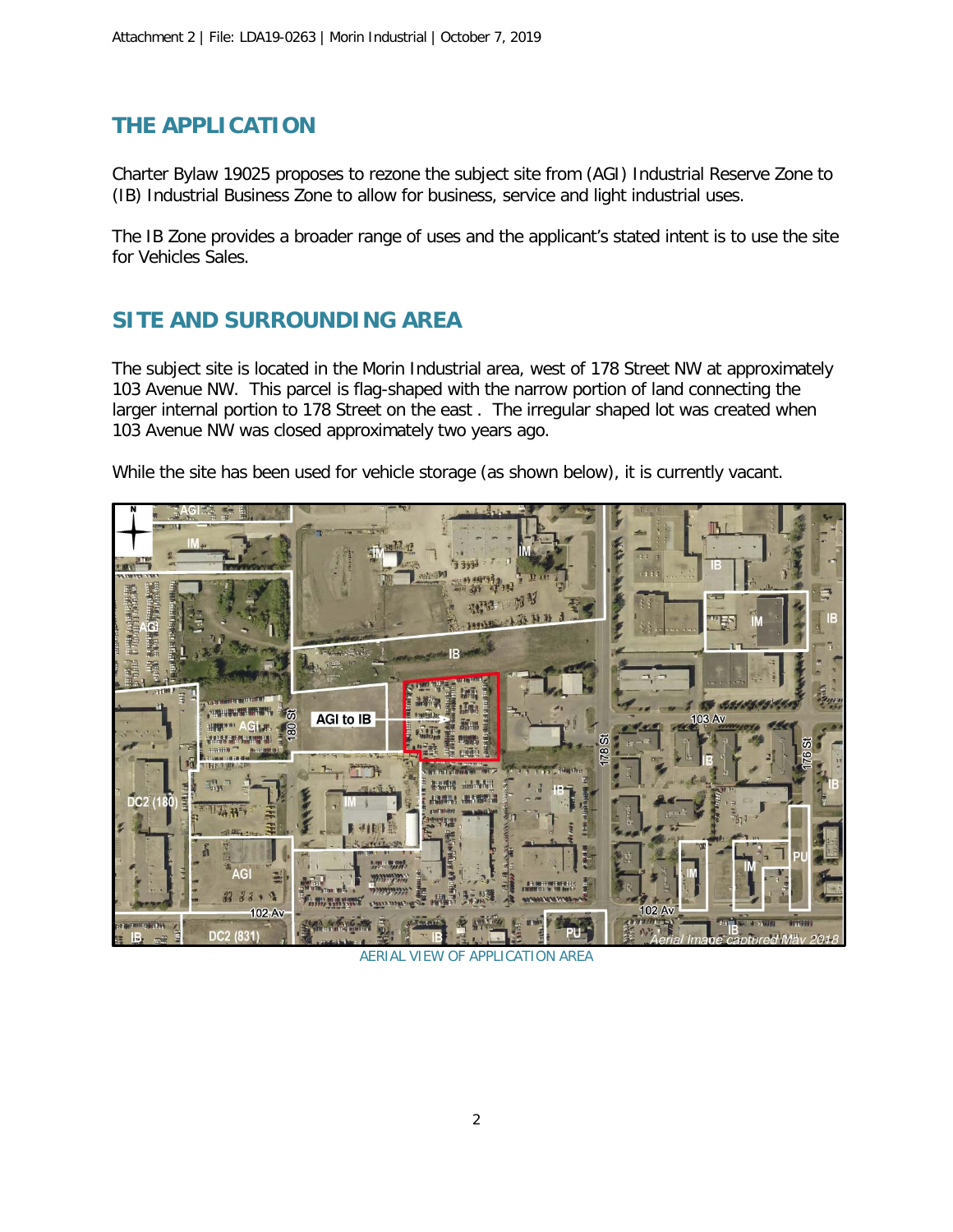## THE APPLICATION

Charter Bylaw 19025 proposes to rezone the subject site from (AGI) Industrial Reserve Zone to (IB) Industrial Business Zone to allow for business, service and light industrial uses.

The IB Zone provides a broader range of uses and the applicant's stated intent is to use the site for Vehicles Sales.

## SITE AND SURROUNDING AREA

The subject site is located in the Morin Industrial area, west of 178 Street NW at approximately 103 Avenue NW. This parcel is flag-shaped with the narrow portion of land connecting the larger internal portion to 178 Street on the east . The irregular shaped lot was created when 103 Avenue NW was closed approximately two years ago.

While the site has been used for vehicle storage (as shown below), it is currently vacant.

AERIAL VIEW OF APPLICATION AREA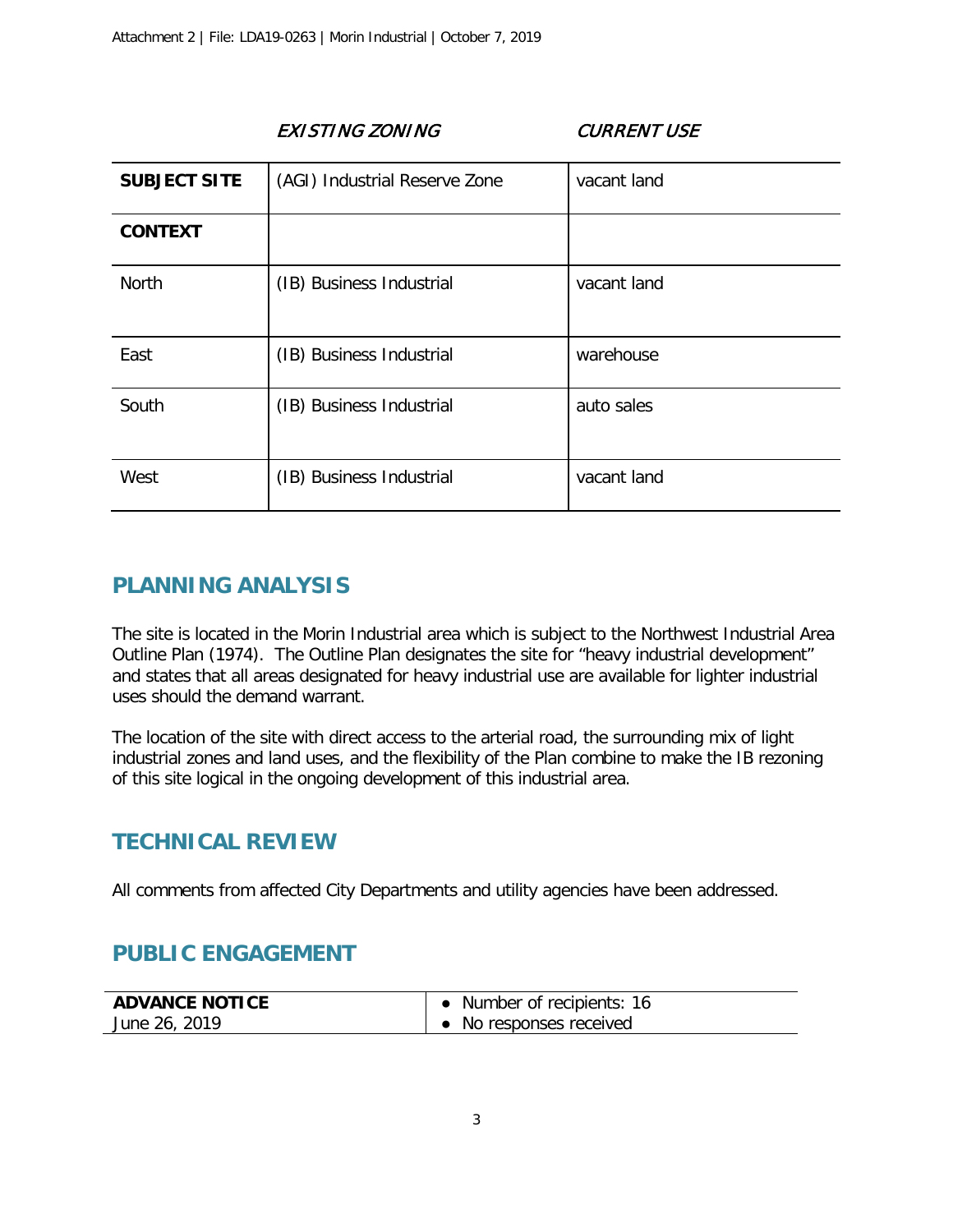| | *EXISTING ZONING* | *CURRENT USE* |
|---|---|---|
| **SUBJECT SITE** | (AGI) Industrial Reserve Zone | vacant land |
| **CONTEXT** | | |
| North | (IB) Business Industrial | vacant land |
| East | (IB) Business Industrial | warehouse |
| South | (IB) Business Industrial | auto sales |
| West | (IB) Business Industrial | vacant land |

## PLANNING ANALYSIS

The site is located in the Morin Industrial area which is subject to the Northwest Industrial Area Outline Plan (1974). The Outline Plan designates the site for "heavy industrial development" and states that all areas designated for heavy industrial use are available for lighter industrial uses should the demand warrant.

The location of the site with direct access to the arterial road, the surrounding mix of light industrial zones and land uses, and the flexibility of the Plan combine to make the IB rezoning of this site logical in the ongoing development of this industrial area.

## TECHNICAL REVIEW

All comments from affected City Departments and utility agencies have been addressed.

## PUBLIC ENGAGEMENT

| **ADVANCE NOTICE**<br>June 26, 2019 | • Number of recipients: 16<br>• No responses received |
|---|---|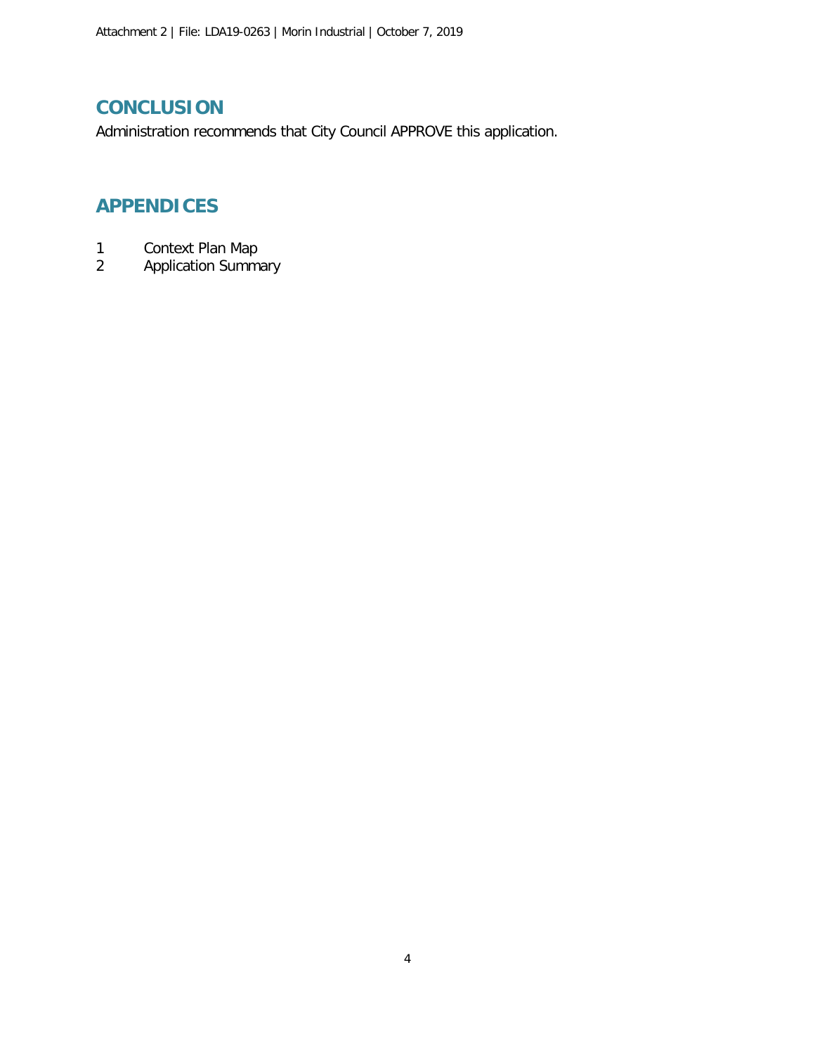## CONCLUSION

Administration recommends that City Council APPROVE this application.

## APPENDICES

1 Context Plan Map
2 Application Summary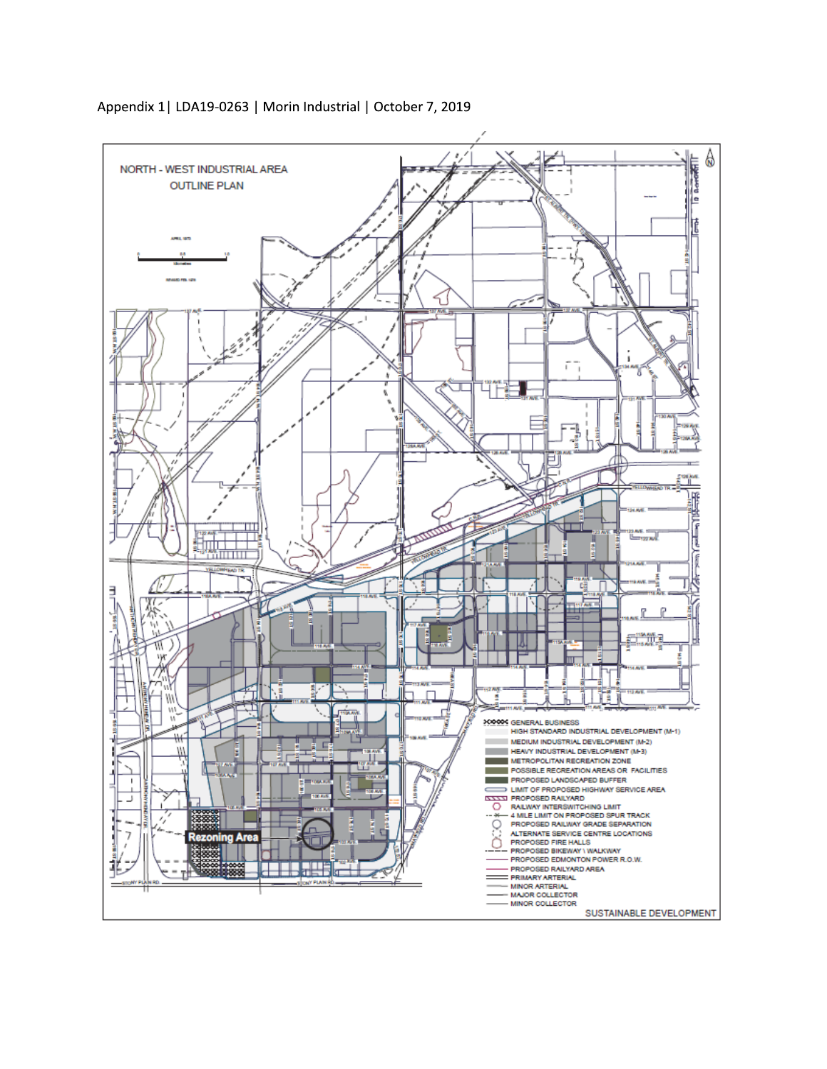Appendix 1| LDA19-0263 | Morin Industrial | October 7, 2019

## NORTH - WEST INDUSTRIAL AREA OUTLINE PLAN

Rezoning Area

- GENERAL BUSINESS
- HIGH STANDARD INDUSTRIAL DEVELOPMENT (M-1)
- MEDIUM INDUSTRIAL DEVELOPMENT (M-2)
- HEAVY INDUSTRIAL DEVELOPMENT (M-3)
- METROPOLITAN RECREATION ZONE
- POSSIBLE RECREATION AREAS OR FACILITIES
- PROPOSED LANDSCAPED BUFFER
- LIMIT OF PROPOSED HIGHWAY SERVICE AREA
- PROPOSED RAILYARD
- RAILWAY INTERSWITCHING LIMIT
- 4 MILE LIMIT ON PROPOSED SPUR TRACK
- PROPOSED RAILWAY GRADE SEPARATION
- ALTERNATE SERVICE CENTRE LOCATIONS
- PROPOSED FIRE HALLS
- PROPOSED BIKEWAY \ WALKWAY
- PROPOSED EDMONTON POWER R.O.W.
- PROPOSED RAILYARD AREA
- PRIMARY ARTERIAL
- MINOR ARTERIAL
- MAJOR COLLECTOR
- MINOR COLLECTOR

SUSTAINABLE DEVELOPMENT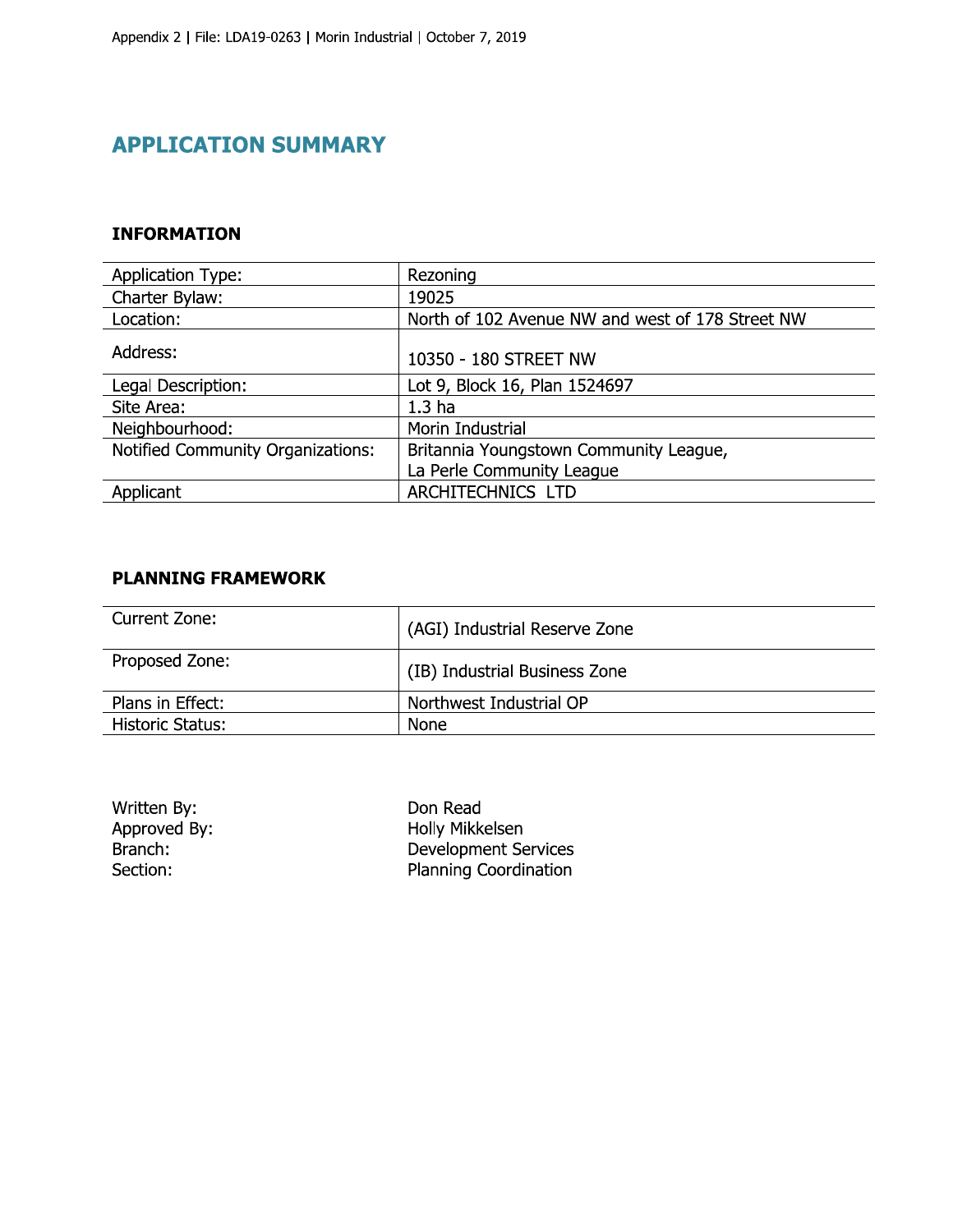## APPLICATION SUMMARY

### INFORMATION

| | |
|---|---|
| Application Type: | Rezoning |
| Charter Bylaw: | 19025 |
| Location: | North of 102 Avenue NW and west of 178 Street NW |
| Address: | 10350 - 180 STREET NW |
| Legal Description: | Lot 9, Block 16, Plan 1524697 |
| Site Area: | 1.3 ha |
| Neighbourhood: | Morin Industrial |
| Notified Community Organizations: | Britannia Youngstown Community League, La Perle Community League |
| Applicant | ARCHITECHNICS LTD |

### PLANNING FRAMEWORK

| | |
|---|---|
| Current Zone: | (AGI) Industrial Reserve Zone |
| Proposed Zone: | (IB) Industrial Business Zone |
| Plans in Effect: | Northwest Industrial OP |
| Historic Status: | None |

| | |
|---|---|
| Written By: | Don Read |
| Approved By: | Holly Mikkelsen |
| Branch: | Development Services |
| Section: | Planning Coordination |